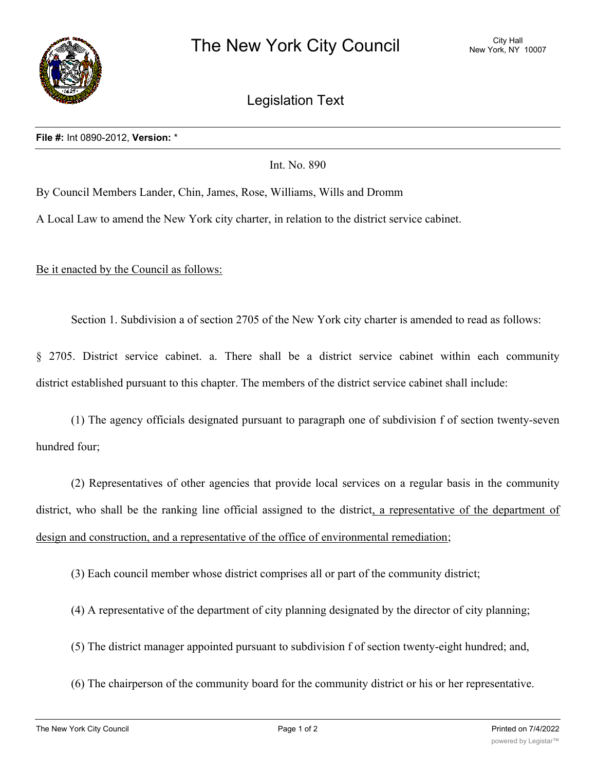# The New York City Council

City Hall
New York, NY 10007

## Legislation Text

**File #:** Int 0890-2012, **Version:** *

Int. No. 890

By Council Members Lander, Chin, James, Rose, Williams, Wills and Dromm

A Local Law to amend the New York city charter, in relation to the district service cabinet.

<u>Be it enacted by the Council as follows:</u>

Section 1. Subdivision a of section 2705 of the New York city charter is amended to read as follows:

§ 2705. District service cabinet. a. There shall be a district service cabinet within each community district established pursuant to this chapter. The members of the district service cabinet shall include:

(1) The agency officials designated pursuant to paragraph one of subdivision f of section twenty-seven hundred four;

(2) Representatives of other agencies that provide local services on a regular basis in the community district, who shall be the ranking line official assigned to the district<u>, a representative of the department of design and construction, and a representative of the office of environmental remediation</u>;

(3) Each council member whose district comprises all or part of the community district;

(4) A representative of the department of city planning designated by the director of city planning;

(5) The district manager appointed pursuant to subdivision f of section twenty-eight hundred; and,

(6) The chairperson of the community board for the community district or his or her representative.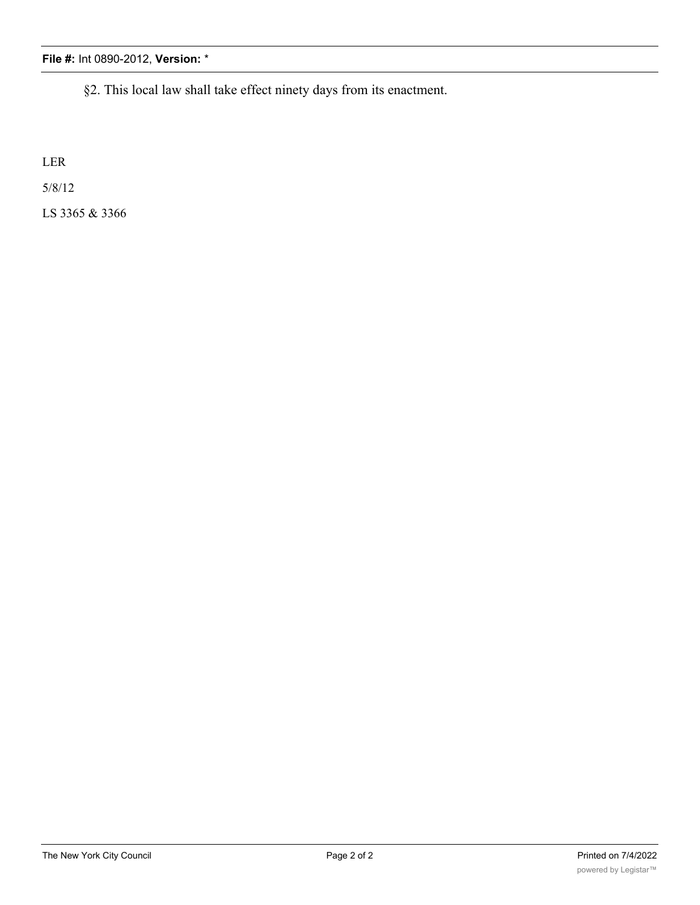§2. This local law shall take effect ninety days from its enactment.

LER

5/8/12

LS 3365 & 3366